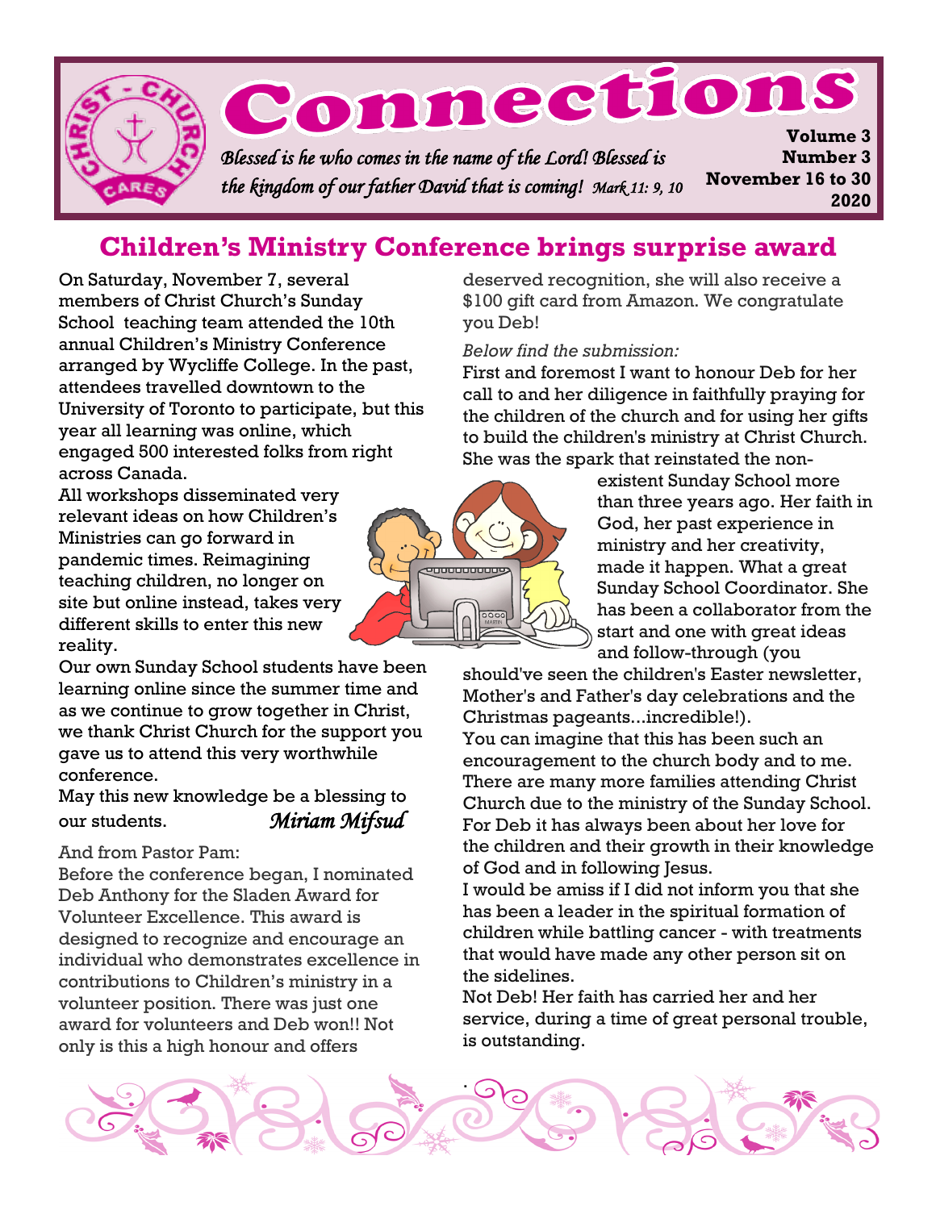# Connections

*Blessed is he who comes in the name of the Lord! Blessed is the kingdom of our father David that is coming!* *Mark 11: 9, 10*

**Volume 3**
**Number 3**
**November 16 to 30 2020**

## Children's Ministry Conference brings surprise award

On Saturday, November 7, several members of Christ Church's Sunday School teaching team attended the 10th annual Children's Ministry Conference arranged by Wycliffe College. In the past, attendees travelled downtown to the University of Toronto to participate, but this year all learning was online, which engaged 500 interested folks from right across Canada.

All workshops disseminated very relevant ideas on how Children's Ministries can go forward in pandemic times. Reimagining teaching children, no longer on site but online instead, takes very different skills to enter this new reality.

Our own Sunday School students have been learning online since the summer time and as we continue to grow together in Christ, we thank Christ Church for the support you gave us to attend this very worthwhile conference.

May this new knowledge be a blessing to our students.

*Miriam Mifsud*

And from Pastor Pam:

Before the conference began, I nominated Deb Anthony for the Sladen Award for Volunteer Excellence. This award is designed to recognize and encourage an individual who demonstrates excellence in contributions to Children's ministry in a volunteer position. There was just one award for volunteers and Deb won!! Not only is this a high honour and offers deserved recognition, she will also receive a $100 gift card from Amazon. We congratulate you Deb!

*Below find the submission:*

First and foremost I want to honour Deb for her call to and her diligence in faithfully praying for the children of the church and for using her gifts to build the children's ministry at Christ Church. She was the spark that reinstated the non-existent Sunday School more than three years ago. Her faith in God, her past experience in ministry and her creativity, made it happen. What a great Sunday School Coordinator. She has been a collaborator from the start and one with great ideas and follow-through (you should've seen the children's Easter newsletter, Mother's and Father's day celebrations and the Christmas pageants...incredible!).

You can imagine that this has been such an encouragement to the church body and to me. There are many more families attending Christ Church due to the ministry of the Sunday School. For Deb it has always been about her love for the children and their growth in their knowledge of God and in following Jesus.

I would be amiss if I did not inform you that she has been a leader in the spiritual formation of children while battling cancer - with treatments that would have made any other person sit on the sidelines.

Not Deb! Her faith has carried her and her service, during a time of great personal trouble, is outstanding.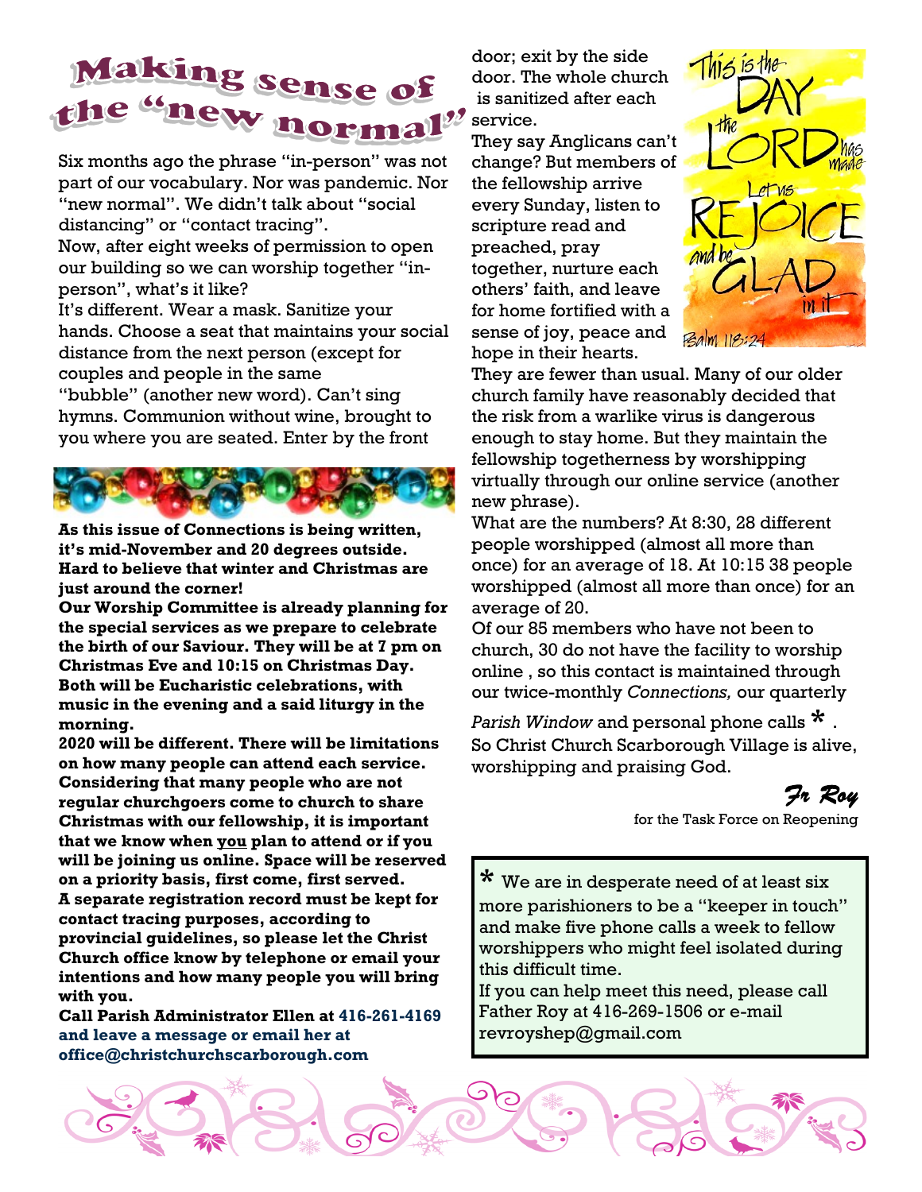# Making sense of the "new normal"

Six months ago the phrase "in-person" was not part of our vocabulary. Nor was pandemic. Nor "new normal". We didn't talk about "social distancing" or "contact tracing".

Now, after eight weeks of permission to open our building so we can worship together "in-person", what's it like?

It's different. Wear a mask. Sanitize your hands. Choose a seat that maintains your social distance from the next person (except for couples and people in the same "bubble" (another new word). Can't sing hymns. Communion without wine, brought to you where you are seated. Enter by the front door; exit by the side door. The whole church is sanitized after each service.

They say Anglicans can't change? But members of the fellowship arrive every Sunday, listen to scripture read and preached, pray together, nurture each others' faith, and leave for home fortified with a sense of joy, peace and hope in their hearts.

This is the DAY the LORD has made. Let us REJOICE and be GLAD in it. Psalm 118:24

They are fewer than usual. Many of our older church family have reasonably decided that the risk from a warlike virus is dangerous enough to stay home. But they maintain the fellowship togetherness by worshipping virtually through our online service (another new phrase).

What are the numbers? At 8:30, 28 different people worshipped (almost all more than once) for an average of 18. At 10:15 38 people worshipped (almost all more than once) for an average of 20.

Of our 85 members who have not been to church, 30 do not have the facility to worship online , so this contact is maintained through our twice-monthly *Connections,* our quarterly *Parish Window* and personal phone calls * .

So Christ Church Scarborough Village is alive, worshipping and praising God.

*Fr Roy*
for the Task Force on Reopening

* We are in desperate need of at least six more parishioners to be a "keeper in touch" and make five phone calls a week to fellow worshippers who might feel isolated during this difficult time.

If you can help meet this need, please call Father Roy at 416-269-1506 or e-mail revroyshep@gmail.com

**As this issue of Connections is being written, it's mid-November and 20 degrees outside. Hard to believe that winter and Christmas are just around the corner!**

**Our Worship Committee is already planning for the special services as we prepare to celebrate the birth of our Saviour. They will be at 7 pm on Christmas Eve and 10:15 on Christmas Day. Both will be Eucharistic celebrations, with music in the evening and a said liturgy in the morning.**

**2020 will be different. There will be limitations on how many people can attend each service. Considering that many people who are not regular churchgoers come to church to share Christmas with our fellowship, it is important that we know when <u>you</u> plan to attend or if you will be joining us online. Space will be reserved on a priority basis, first come, first served.**

**A separate registration record must be kept for contact tracing purposes, according to provincial guidelines, so please let the Christ Church office know by telephone or email your intentions and how many people you will bring with you.**

**Call Parish Administrator Ellen at 416-261-4169 and leave a message or email her at office@christchurchscarborough.com**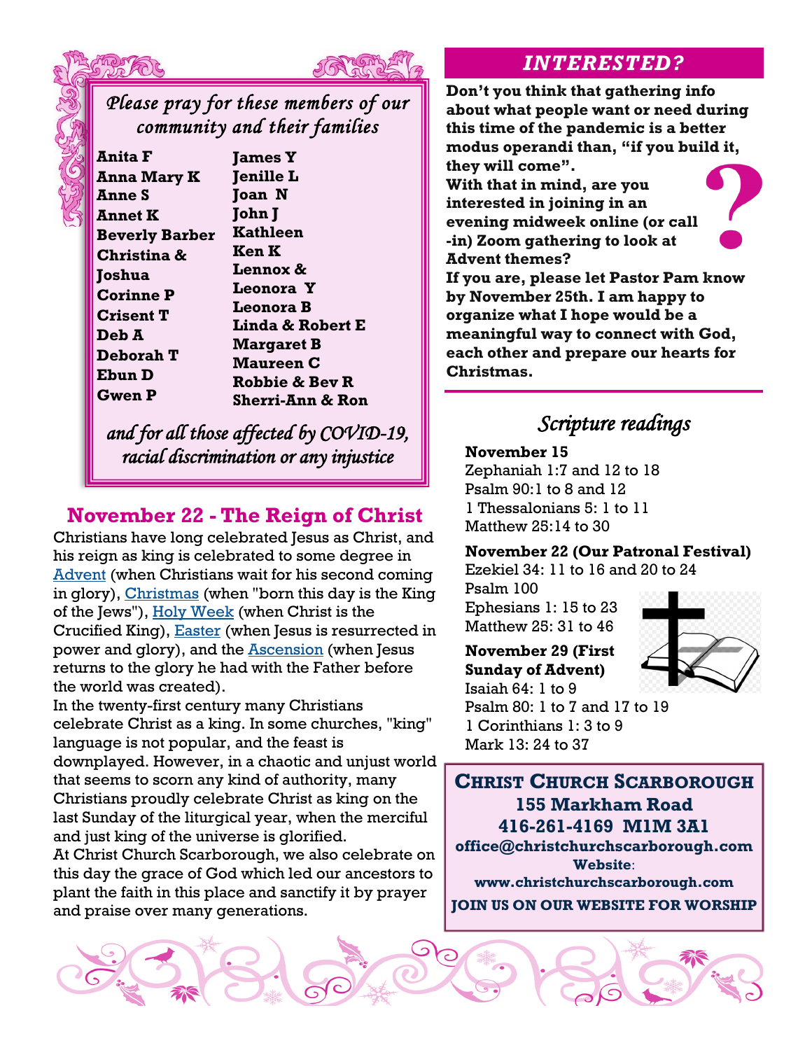*Please pray for these members of our community and their families*

**Anita F**
**Anna Mary K**
**Anne S**
**Annet K**
**Beverly Barber**
**Christina & Joshua**
**Corinne P**
**Crisent T**
**Deb A**
**Deborah T**
**Ebun D**
**Gwen P**
**James Y**
**Jenille L**
**Joan N**
**John J**
**Kathleen**
**Ken K**
**Lennox & Leonora Y**
**Leonora B**
**Linda & Robert E**
**Margaret B**
**Maureen C**
**Robbie & Bev R**
**Sherri-Ann & Ron**

*and for all those affected by COVID-19, racial discrimination or any injustice*

## November 22 - The Reign of Christ

Christians have long celebrated Jesus as Christ, and his reign as king is celebrated to some degree in Advent (when Christians wait for his second coming in glory), Christmas (when "born this day is the King of the Jews"), Holy Week (when Christ is the Crucified King), Easter (when Jesus is resurrected in power and glory), and the Ascension (when Jesus returns to the glory he had with the Father before the world was created).

In the twenty-first century many Christians celebrate Christ as a king. In some churches, "king" language is not popular, and the feast is downplayed. However, in a chaotic and unjust world that seems to scorn any kind of authority, many Christians proudly celebrate Christ as king on the last Sunday of the liturgical year, when the merciful and just king of the universe is glorified.

At Christ Church Scarborough, we also celebrate on this day the grace of God which led our ancestors to plant the faith in this place and sanctify it by prayer and praise over many generations.

## INTERESTED?

**Don't you think that gathering info about what people want or need during this time of the pandemic is a better modus operandi than, "if you build it, they will come".**

**With that in mind, are you interested in joining in an evening midweek online (or call-in) Zoom gathering to look at Advent themes?**

**If you are, please let Pastor Pam know by November 25th. I am happy to organize what I hope would be a meaningful way to connect with God, each other and prepare our hearts for Christmas.**

## *Scripture readings*

**November 15**
Zephaniah 1:7 and 12 to 18
Psalm 90:1 to 8 and 12
1 Thessalonians 5: 1 to 11
Matthew 25:14 to 30

**November 22 (Our Patronal Festival)**
Ezekiel 34: 11 to 16 and 20 to 24
Psalm 100
Ephesians 1: 15 to 23
Matthew 25: 31 to 46

**November 29 (First Sunday of Advent)**
Isaiah 64: 1 to 9
Psalm 80: 1 to 7 and 17 to 19
1 Corinthians 1: 3 to 9
Mark 13: 24 to 37

**CHRIST CHURCH SCARBOROUGH**
**155 Markham Road**
**416-261-4169 M1M 3A1**
**office@christchurchscarborough.com**
**Website**: **www.christchurchscarborough.com**
**JOIN US ON OUR WEBSITE FOR WORSHIP**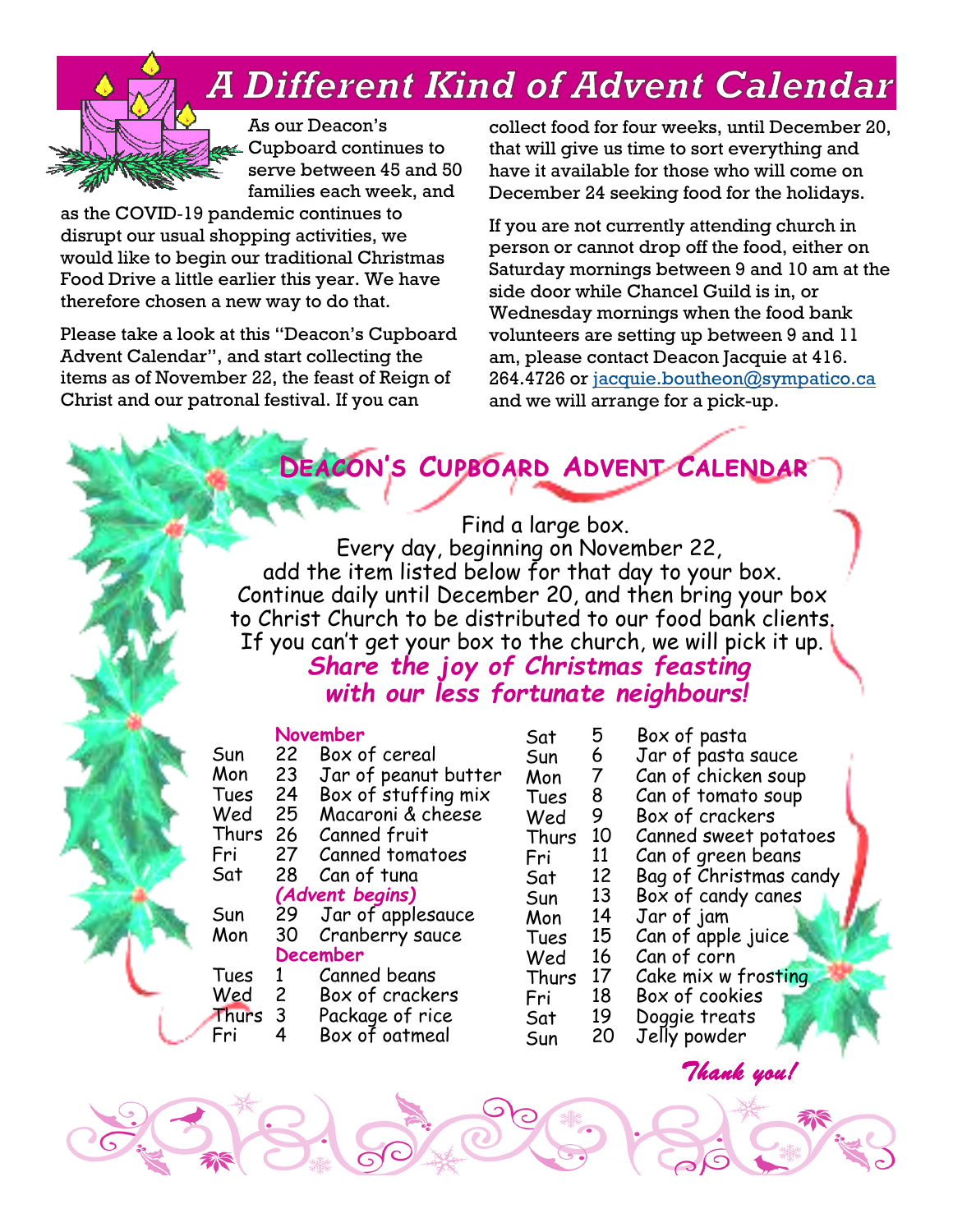# A Different Kind of Advent Calendar

As our Deacon's Cupboard continues to serve between 45 and 50 families each week, and as the COVID-19 pandemic continues to disrupt our usual shopping activities, we would like to begin our traditional Christmas Food Drive a little earlier this year. We have therefore chosen a new way to do that.

Please take a look at this "Deacon's Cupboard Advent Calendar", and start collecting the items as of November 22, the feast of Reign of Christ and our patronal festival. If you can collect food for four weeks, until December 20, that will give us time to sort everything and have it available for those who will come on December 24 seeking food for the holidays.

If you are not currently attending church in person or cannot drop off the food, either on Saturday mornings between 9 and 10 am at the side door while Chancel Guild is in, or Wednesday mornings when the food bank volunteers are setting up between 9 and 11 am, please contact Deacon Jacquie at 416. 264.4726 or jacquie.boutheon@sympatico.ca and we will arrange for a pick-up.

## Deacon's Cupboard Advent Calendar

Find a large box.
Every day, beginning on November 22,
add the item listed below for that day to your box.
Continue daily until December 20, and then bring your box
to Christ Church to be distributed to our food bank clients.
If you can't get your box to the church, we will pick it up.

***Share the joy of Christmas feasting with our less fortunate neighbours!***

**November**

| | | |
|---|---|---|
| Sun | 22 | Box of cereal |
| Mon | 23 | Jar of peanut butter |
| Tues | 24 | Box of stuffing mix |
| Wed | 25 | Macaroni & cheese |
| Thurs | 26 | Canned fruit |
| Fri | 27 | Canned tomatoes |
| Sat | 28 | Can of tuna |
| | | *(Advent begins)* |
| Sun | 29 | Jar of applesauce |
| Mon | 30 | Cranberry sauce |

**December**

| | | |
|---|---|---|
| Tues | 1 | Canned beans |
| Wed | 2 | Box of crackers |
| Thurs | 3 | Package of rice |
| Fri | 4 | Box of oatmeal |
| Sat | 5 | Box of pasta |
| Sun | 6 | Jar of pasta sauce |
| Mon | 7 | Can of chicken soup |
| Tues | 8 | Can of tomato soup |
| Wed | 9 | Box of crackers |
| Thurs | 10 | Canned sweet potatoes |
| Fri | 11 | Can of green beans |
| Sat | 12 | Bag of Christmas candy |
| Sun | 13 | Box of candy canes |
| Mon | 14 | Jar of jam |
| Tues | 15 | Can of apple juice |
| Wed | 16 | Can of corn |
| Thurs | 17 | Cake mix w frosting |
| Fri | 18 | Box of cookies |
| Sat | 19 | Doggie treats |
| Sun | 20 | Jelly powder |

*Thank you!*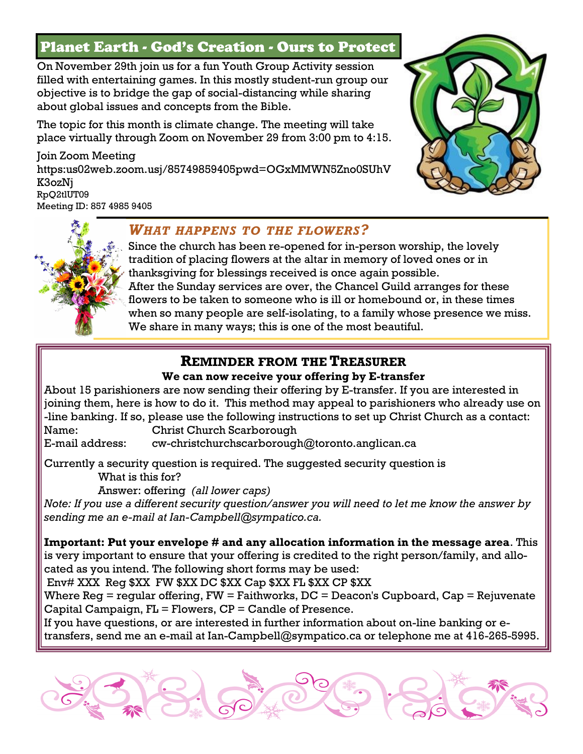## Planet Earth - God's Creation - Ours to Protect

On November 29th join us for a fun Youth Group Activity session filled with entertaining games. In this mostly student-run group our objective is to bridge the gap of social-distancing while sharing about global issues and concepts from the Bible.

The topic for this month is climate change. The meeting will take place virtually through Zoom on November 29 from 3:00 pm to 4:15.

Join Zoom Meeting
https:us02web.zoom.usj/85749859405pwd=OGxMMWN5Zno0SUhVK3ozNj
RpQ2tlUT09
Meeting ID: 857 4985 9405

## *What happens to the flowers?*

Since the church has been re-opened for in-person worship, the lovely tradition of placing flowers at the altar in memory of loved ones or in thanksgiving for blessings received is once again possible.
After the Sunday services are over, the Chancel Guild arranges for these flowers to be taken to someone who is ill or homebound or, in these times when so many people are self-isolating, to a family whose presence we miss. We share in many ways; this is one of the most beautiful.

## Reminder from the Treasurer

**We can now receive your offering by E-transfer**

About 15 parishioners are now sending their offering by E-transfer. If you are interested in joining them, here is how to do it. This method may appeal to parishioners who already use on-line banking. If so, please use the following instructions to set up Christ Church as a contact:

Name: Christ Church Scarborough
E-mail address: cw-christchurchscarborough@toronto.anglican.ca

Currently a security question is required. The suggested security question is
What is this for?
Answer: offering *(all lower caps)*

*Note: If you use a different security question/answer you will need to let me know the answer by sending me an e-mail at Ian-Campbell@sympatico.ca.*

**Important: Put your envelope # and any allocation information in the message area**. This is very important to ensure that your offering is credited to the right person/family, and allocated as you intend. The following short forms may be used:
Env# XXX Reg $XX FW $XX DC $XX Cap $XX FL $XX CP $XX
Where Reg = regular offering, FW = Faithworks, DC = Deacon's Cupboard, Cap = Rejuvenate Capital Campaign, FL = Flowers, CP = Candle of Presence.
If you have questions, or are interested in further information about on-line banking or e-transfers, send me an e-mail at Ian-Campbell@sympatico.ca or telephone me at 416-265-5995.